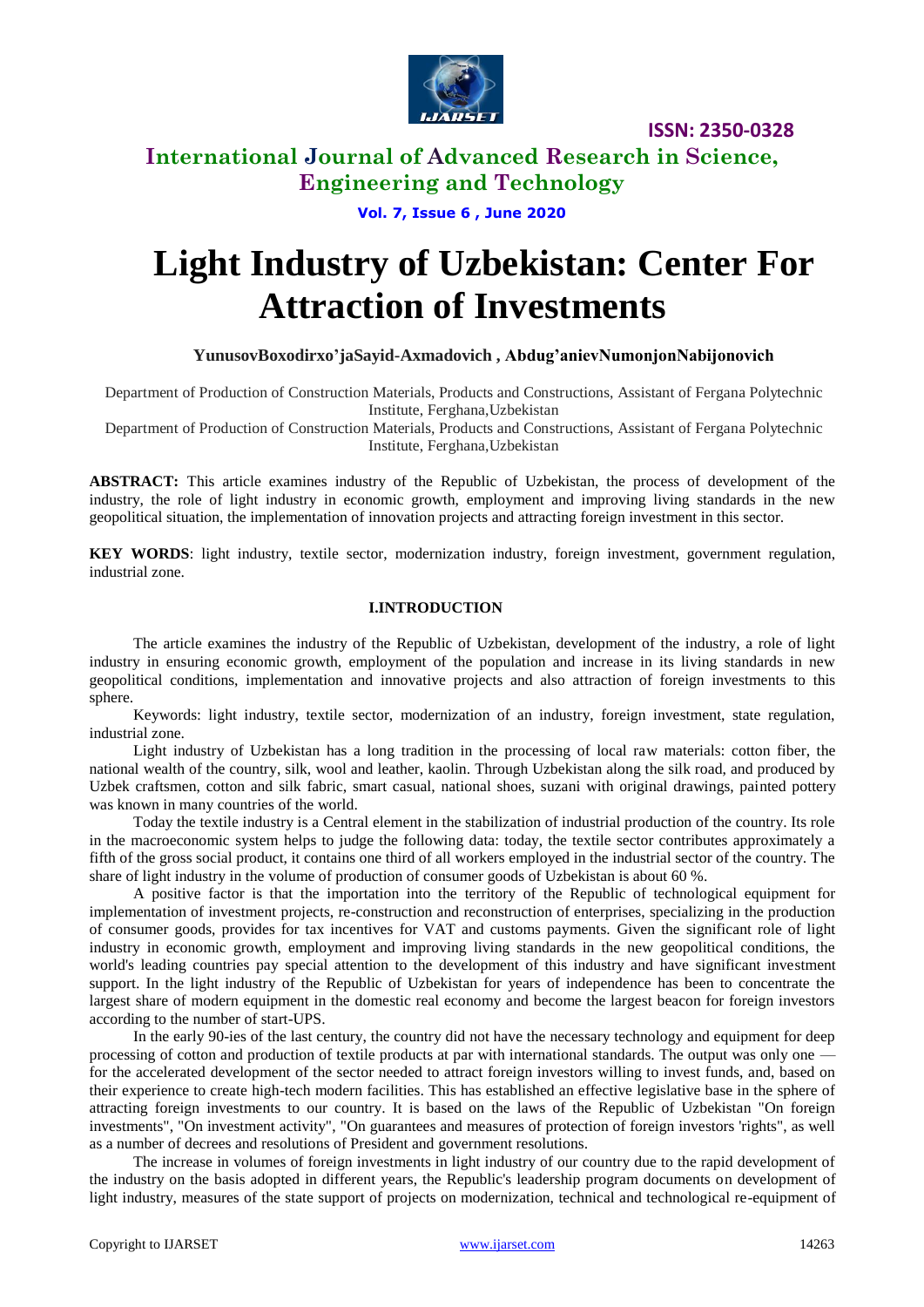# Light Industry of Uzbekistan: Center For Attraction of Investments

**YunusovBoxodirxo'jaSayid-Axmadovich , Abdug'anievNumonjonNabijonovich**

Department of Production of Construction Materials, Products and Constructions, Assistant of Fergana Polytechnic Institute, Ferghana,Uzbekistan

Department of Production of Construction Materials, Products and Constructions, Assistant of Fergana Polytechnic Institute, Ferghana,Uzbekistan

**ABSTRACT:** This article examines industry of the Republic of Uzbekistan, the process of development of the industry, the role of light industry in economic growth, employment and improving living standards in the new geopolitical situation, the implementation of innovation projects and attracting foreign investment in this sector.

**KEY WORDS**: light industry, textile sector, modernization industry, foreign investment, government regulation, industrial zone.

## I.INTRODUCTION

The article examines the industry of the Republic of Uzbekistan, development of the industry, a role of light industry in ensuring economic growth, employment of the population and increase in its living standards in new geopolitical conditions, implementation and innovative projects and also attraction of foreign investments to this sphere.

Keywords: light industry, textile sector, modernization of an industry, foreign investment, state regulation, industrial zone.

Light industry of Uzbekistan has a long tradition in the processing of local raw materials: cotton fiber, the national wealth of the country, silk, wool and leather, kaolin. Through Uzbekistan along the silk road, and produced by Uzbek craftsmen, cotton and silk fabric, smart casual, national shoes, suzani with original drawings, painted pottery was known in many countries of the world.

Today the textile industry is a Central element in the stabilization of industrial production of the country. Its role in the macroeconomic system helps to judge the following data: today, the textile sector contributes approximately a fifth of the gross social product, it contains one third of all workers employed in the industrial sector of the country. The share of light industry in the volume of production of consumer goods of Uzbekistan is about 60 %.

A positive factor is that the importation into the territory of the Republic of technological equipment for implementation of investment projects, re-construction and reconstruction of enterprises, specializing in the production of consumer goods, provides for tax incentives for VAT and customs payments. Given the significant role of light industry in economic growth, employment and improving living standards in the new geopolitical conditions, the world's leading countries pay special attention to the development of this industry and have significant investment support. In the light industry of the Republic of Uzbekistan for years of independence has been to concentrate the largest share of modern equipment in the domestic real economy and become the largest beacon for foreign investors according to the number of start-UPS.

In the early 90-ies of the last century, the country did not have the necessary technology and equipment for deep processing of cotton and production of textile products at par with international standards. The output was only one — for the accelerated development of the sector needed to attract foreign investors willing to invest funds, and, based on their experience to create high-tech modern facilities. This has established an effective legislative base in the sphere of attracting foreign investments to our country. It is based on the laws of the Republic of Uzbekistan "On foreign investments", "On investment activity", "On guarantees and measures of protection of foreign investors 'rights", as well as a number of decrees and resolutions of President and government resolutions.

The increase in volumes of foreign investments in light industry of our country due to the rapid development of the industry on the basis adopted in different years, the Republic's leadership program documents on development of light industry, measures of the state support of projects on modernization, technical and technological re-equipment of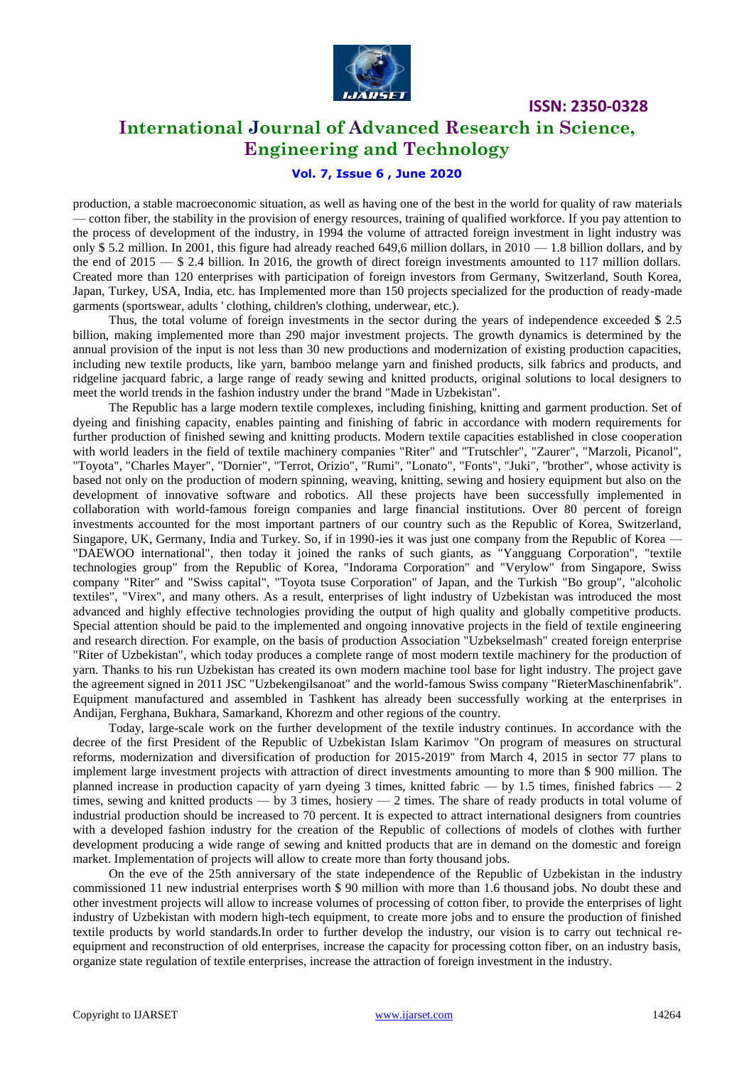production, a stable macroeconomic situation, as well as having one of the best in the world for quality of raw materials — cotton fiber, the stability in the provision of energy resources, training of qualified workforce. If you pay attention to the process of development of the industry, in 1994 the volume of attracted foreign investment in light industry was only $ 5.2 million. In 2001, this figure had already reached 649,6 million dollars, in 2010 — 1.8 billion dollars, and by the end of 2015 — $ 2.4 billion. In 2016, the growth of direct foreign investments amounted to 117 million dollars. Created more than 120 enterprises with participation of foreign investors from Germany, Switzerland, South Korea, Japan, Turkey, USA, India, etc. has Implemented more than 150 projects specialized for the production of ready-made garments (sportswear, adults ' clothing, children's clothing, underwear, etc.).

Thus, the total volume of foreign investments in the sector during the years of independence exceeded $ 2.5 billion, making implemented more than 290 major investment projects. The growth dynamics is determined by the annual provision of the input is not less than 30 new productions and modernization of existing production capacities, including new textile products, like yarn, bamboo melange yarn and finished products, silk fabrics and products, and ridgeline jacquard fabric, a large range of ready sewing and knitted products, original solutions to local designers to meet the world trends in the fashion industry under the brand "Made in Uzbekistan".

The Republic has a large modern textile complexes, including finishing, knitting and garment production. Set of dyeing and finishing capacity, enables painting and finishing of fabric in accordance with modern requirements for further production of finished sewing and knitting products. Modern textile capacities established in close cooperation with world leaders in the field of textile machinery companies "Riter" and "Trutschler", "Zaurer", "Marzoli, Picanol", "Toyota", "Charles Mayer", "Dornier", "Terrot, Orizio", "Rumi", "Lonato", "Fonts", "Juki", "brother", whose activity is based not only on the production of modern spinning, weaving, knitting, sewing and hosiery equipment but also on the development of innovative software and robotics. All these projects have been successfully implemented in collaboration with world-famous foreign companies and large financial institutions. Over 80 percent of foreign investments accounted for the most important partners of our country such as the Republic of Korea, Switzerland, Singapore, UK, Germany, India and Turkey. So, if in 1990-ies it was just one company from the Republic of Korea — "DAEWOO international", then today it joined the ranks of such giants, as "Yangguang Corporation", "textile technologies group" from the Republic of Korea, "Indorama Corporation" and "Verylow" from Singapore, Swiss company "Riter" and "Swiss capital", "Toyota tsuse Corporation" of Japan, and the Turkish "Bo group", "alcoholic textiles", "Virex", and many others. As a result, enterprises of light industry of Uzbekistan was introduced the most advanced and highly effective technologies providing the output of high quality and globally competitive products. Special attention should be paid to the implemented and ongoing innovative projects in the field of textile engineering and research direction. For example, on the basis of production Association "Uzbekselmash" created foreign enterprise "Riter of Uzbekistan", which today produces a complete range of most modern textile machinery for the production of yarn. Thanks to his run Uzbekistan has created its own modern machine tool base for light industry. The project gave the agreement signed in 2011 JSC "Uzbekengilsanoat" and the world-famous Swiss company "RieterMaschinenfabrik". Equipment manufactured and assembled in Tashkent has already been successfully working at the enterprises in Andijan, Ferghana, Bukhara, Samarkand, Khorezm and other regions of the country.

Today, large-scale work on the further development of the textile industry continues. In accordance with the decree of the first President of the Republic of Uzbekistan Islam Karimov "On program of measures on structural reforms, modernization and diversification of production for 2015-2019" from March 4, 2015 in sector 77 plans to implement large investment projects with attraction of direct investments amounting to more than $ 900 million. The planned increase in production capacity of yarn dyeing 3 times, knitted fabric — by 1.5 times, finished fabrics — 2 times, sewing and knitted products — by 3 times, hosiery — 2 times. The share of ready products in total volume of industrial production should be increased to 70 percent. It is expected to attract international designers from countries with a developed fashion industry for the creation of the Republic of collections of models of clothes with further development producing a wide range of sewing and knitted products that are in demand on the domestic and foreign market. Implementation of projects will allow to create more than forty thousand jobs.

On the eve of the 25th anniversary of the state independence of the Republic of Uzbekistan in the industry commissioned 11 new industrial enterprises worth $ 90 million with more than 1.6 thousand jobs. No doubt these and other investment projects will allow to increase volumes of processing of cotton fiber, to provide the enterprises of light industry of Uzbekistan with modern high-tech equipment, to create more jobs and to ensure the production of finished textile products by world standards.In order to further develop the industry, our vision is to carry out technical re-equipment and reconstruction of old enterprises, increase the capacity for processing cotton fiber, on an industry basis, organize state regulation of textile enterprises, increase the attraction of foreign investment in the industry.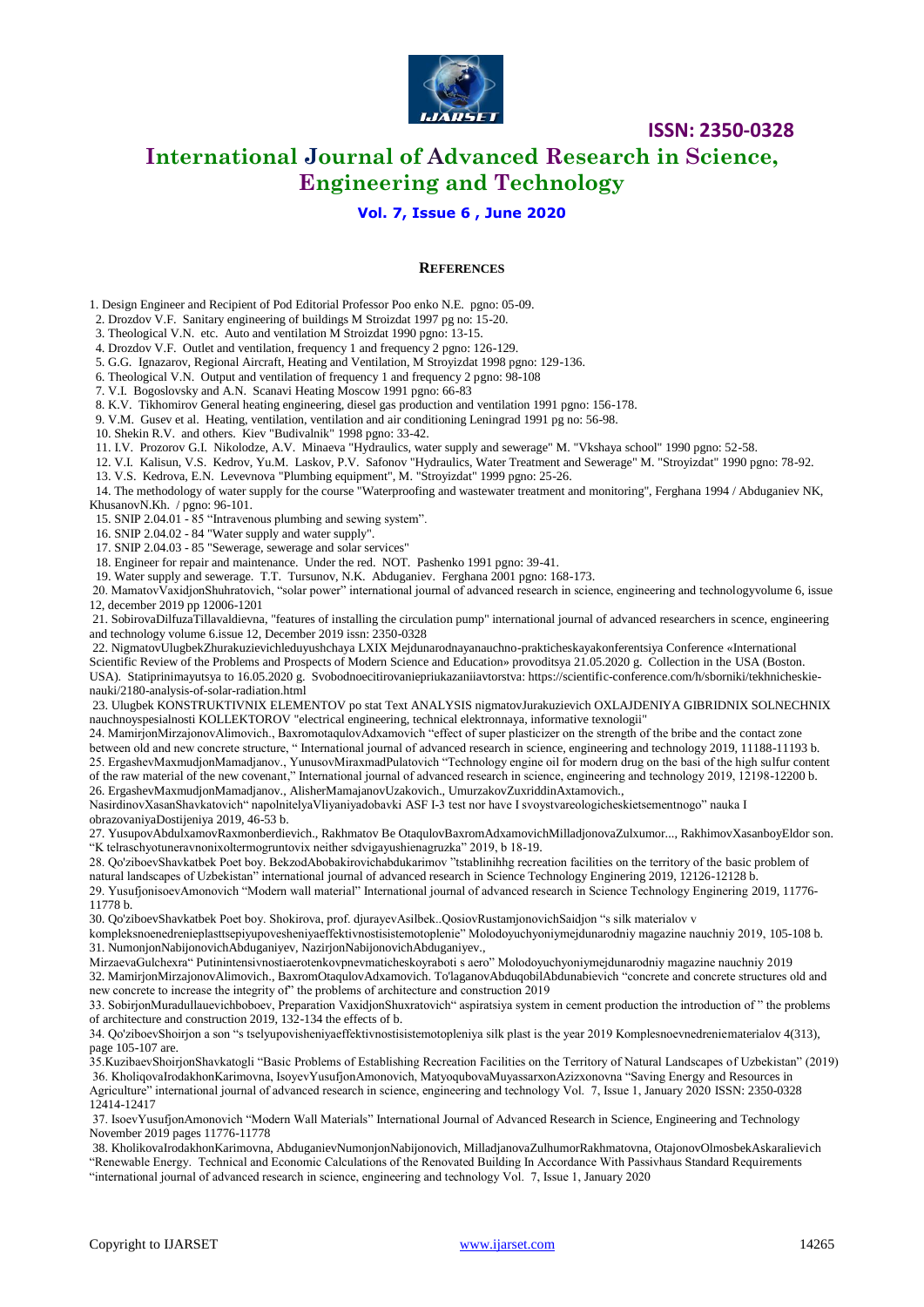**REFERENCES**

1. Design Engineer and Recipient of Pod Editorial Professor Poo enko N.E. pgno: 05-09.
2. Drozdov V.F. Sanitary engineering of buildings M Stroizdat 1997 pg no: 15-20.
3. Theological V.N. etc. Auto and ventilation M Stroizdat 1990 pgno: 13-15.
4. Drozdov V.F. Outlet and ventilation, frequency 1 and frequency 2 pgno: 126-129.
5. G.G. Ignazarov, Regional Aircraft, Heating and Ventilation, M Stroyizdat 1998 pgno: 129-136.
6. Theological V.N. Output and ventilation of frequency 1 and frequency 2 pgno: 98-108
7. V.I. Bogoslovsky and A.N. Scanavi Heating Moscow 1991 pgno: 66-83
8. K.V. Tikhomirov General heating engineering, diesel gas production and ventilation 1991 pgno: 156-178.
9. V.M. Gusev et al. Heating, ventilation, ventilation and air conditioning Leningrad 1991 pg no: 56-98.
10. Shekin R.V. and others. Kiev "Budivalnik" 1998 pgno: 33-42.
11. I.V. Prozorov G.I. Nikolodze, A.V. Minaeva "Hydraulics, water supply and sewerage" M. "Vkshaya school" 1990 pgno: 52-58.
12. V.I. Kalisun, V.S. Kedrov, Yu.M. Laskov, P.V. Safonov "Hydraulics, Water Treatment and Sewerage" M. "Stroyizdat" 1990 pgno: 78-92.
13. V.S. Kedrova, E.N. Levevnova "Plumbing equipment", M. "Stroyizdat" 1999 pgno: 25-26.
14. The methodology of water supply for the course "Waterproofing and wastewater treatment and monitoring", Ferghana 1994 / Abduganiev NK, KhusanovN.Kh. / pgno: 96-101.
15. SNIP 2.04.01 - 85 "Intravenous plumbing and sewing system".
16. SNIP 2.04.02 - 84 "Water supply and water supply".
17. SNIP 2.04.03 - 85 "Sewerage, sewerage and solar services"
18. Engineer for repair and maintenance. Under the red. NOT. Pashenko 1991 pgno: 39-41.
19. Water supply and sewerage. T.T. Tursunov, N.K. Abduganiev. Ferghana 2001 pgno: 168-173.
20. MamatovVaxidjonShuhratovich, "solar power" international journal of advanced research in science, engineering and technologyvolume 6, issue 12, december 2019 pp 12006-1201
21. SobirovaDilfuzaTillavaldievna, "features of installing the circulation pump" international journal of advanced researchers in scence, engineering and technology volume 6.issue 12, December 2019 issn: 2350-0328
22. NigmatovUlugbekZhurakuzievichleduyushchaya LXIX Mejdunarodnayanauchno-prakticheskayakonferentsiya Conference «International Scientific Review of the Problems and Prospects of Modern Science and Education» provoditsya 21.05.2020 g. Collection in the USA (Boston. USA). Statiprinimayutsya to 16.05.2020 g. Svobodnoecitirovaniepriukazaniiavtorstva: https://scientific-conference.com/h/sborniki/tekhnicheskie-nauki/2180-analysis-of-solar-radiation.html
23. Ulugbek KONSTRUKTIVNIX ELEMENTOV po stat Text ANALYSIS nigmatovJurakuzievich OXLAJDENIYA GIBRIDNIX SOLNECHNIX nauchnoyspesialnosti KOLLEKTOROV "electrical engineering, technical elektronnaya, informative texnologii"
24. MamirjonMirzajonovAlimovich., BaxromotaqulovAdxamovich "effect of super plasticizer on the strength of the bribe and the contact zone between old and new concrete structure, " International journal of advanced research in science, engineering and technology 2019, 11188-11193 b.
25. ErgashevMaxmudjonMamadjanov., YunusovMiraxmadPulatovich "Technology engine oil for modern drug on the basi of the high sulfur content of the raw material of the new covenant," International journal of advanced research in science, engineering and technology 2019, 12198-12200 b.
26. ErgashevMaxmudjonMamadjanov., AlisherMamajanovUzakovich., UmurzakovZuxriddinAxtamovich., NasirdinovXasanShavkatovich" napolnitelyaVliyaniyadobavki ASF I-3 test nor have I svoystvareologicheskietsementnogo" nauka I obrazovaniyaDostijeniya 2019, 46-53 b.
27. YusupovAbdulxamovRaxmonberdievich., Rakhmatov Be OtaqulovBaxromAdxamovichMilladjonovaZulxumor..., RakhimovXasanboyEldor son. "K telraschyotuneravnonixoltermogruntovix neither sdvigayushienagruzka" 2019, b 18-19.
28. Qo'ziboevShavkatbek Poet boy. BekzodAbobakirovichabdukarimov "tstablinihhg recreation facilities on the territory of the basic problem of natural landscapes of Uzbekistan" international journal of advanced research in Science Technology Enginering 2019, 12126-12128 b.
29. YusufjonisoevAmonovich "Modern wall material" International journal of advanced research in Science Technology Enginering 2019, 11776-11778 b.
30. Qo'ziboevShavkatbek Poet boy. Shokirova, prof. djurayevAsilbek..QosiovRustamjonovichSaidjon "s silk materialov v komleksnoenedrenieplasttsepiyupovesheniyaeffektivnostisistemotoplenie" Molodoyuchyoniymejdunarodniy magazine nauchniy 2019, 105-108 b.
31. NumonjonNabijonovichAbduganiyev, NazirjonNabijonovichAbduganiyev., MirzaevaGulchexra" Putinintensivnostiaerotenkovpnevmaticheskoyraboti s aero" Molodoyuchyoniymejdunarodniy magazine nauchniy 2019
32. MamirjonMirzajonovAlimovich., BaxromOtaqulovAdxamovich. To'laganovAbduqobilAbdunabievich "concrete and concrete structures old and new concrete to increase the integrity of" the problems of architecture and construction 2019
33. SobirjonMuradullauevichboboev, Preparation VaxidjonShuxratovich" aspiratsiya system in cement production the introduction of " the problems of architecture and construction 2019, 132-134 the effects of b.
34. Qo'ziboevShoirjon a son "s tselyupovisheniyaeffektivnostisistemotopleniya silk plast is the year 2019 Komplesnoevnedreniematerialov 4(313), page 105-107 are.
35. KuzibaevShoirjonShavkatogli "Basic Problems of Establishing Recreation Facilities on the Territory of Natural Landscapes of Uzbekistan" (2019)
36. KholiqovaIrodakhonKarimovna, IsoyevYusufjonAmonovich, MatyoqubovaMuyassarxonAzizxonovna "Saving Energy and Resources in Agriculture" international journal of advanced research in science, engineering and technology Vol. 7, Issue 1, January 2020 ISSN: 2350-0328 12414-12417
37. IsoevYusufjonAmonovich "Modern Wall Materials" International Journal of Advanced Research in Science, Engineering and Technology November 2019 pages 11776-11778
38. KholikovaIrodakhonKarimovna, AbduganievNumonjonNabijonovich, MilladjanovaZulhumorRakhmatovna, OtajonovOlmosbekAskaralievich "Renewable Energy. Technical and Economic Calculations of the Renovated Building In Accordance With Passivhaus Standard Requirements "international journal of advanced research in science, engineering and technology Vol. 7, Issue 1, January 2020